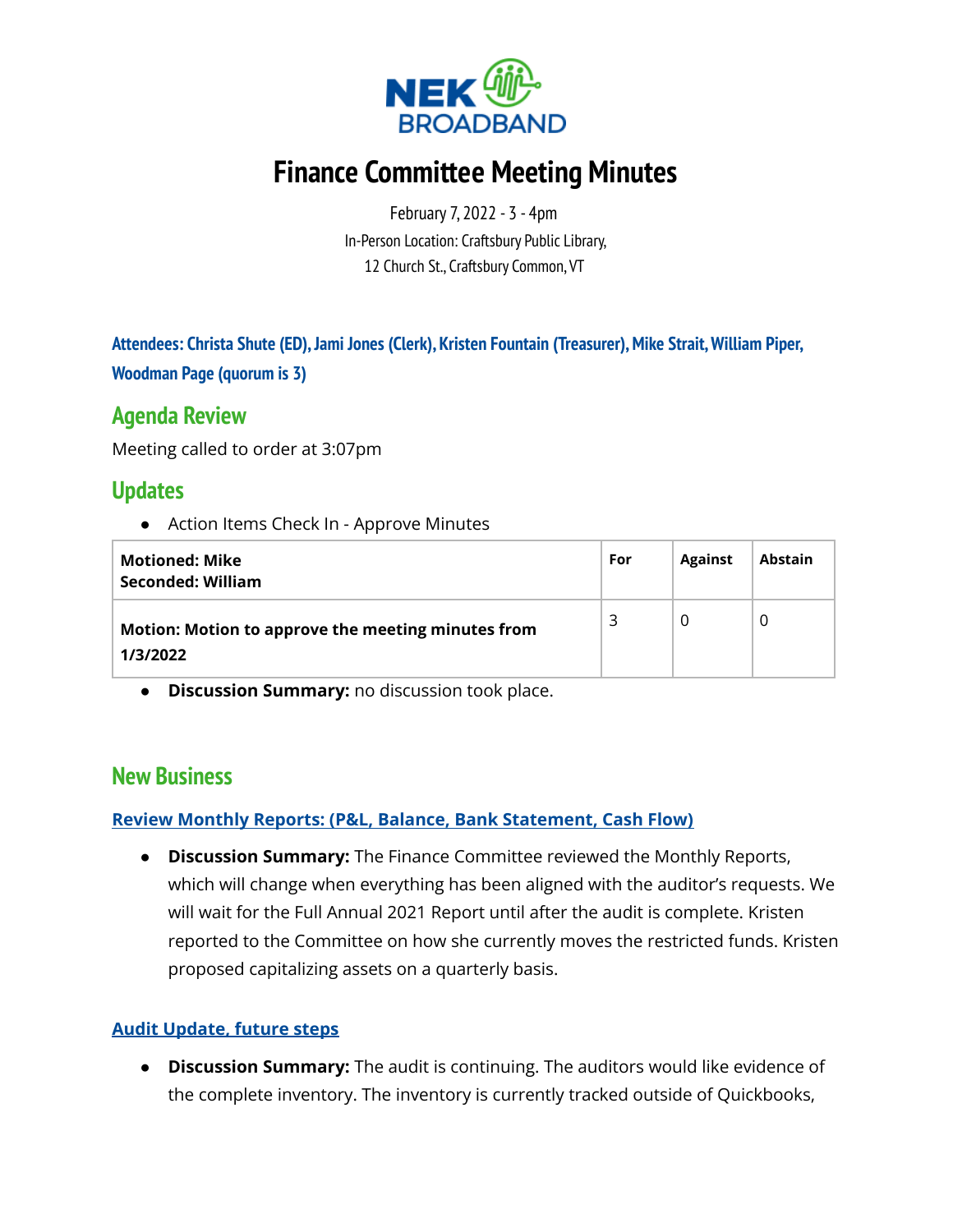# Finance Committee Meeting Minutes

February 7, 2022 - 3 - 4pm
In-Person Location: Craftsbury Public Library,
12 Church St., Craftsbury Common, VT

**Attendees: Christa Shute (ED), Jami Jones (Clerk), Kristen Fountain (Treasurer), Mike Strait, William Piper, Woodman Page (quorum is 3)**

## Agenda Review

Meeting called to order at 3:07pm

## Updates

- Action Items Check In - Approve Minutes

| **Motioned: Mike**<br>**Seconded: William** | **For** | **Against** | **Abstain** |
|---|---|---|---|
| **Motion: Motion to approve the meeting minutes from 1/3/2022** | 3 | 0 | 0 |

- **Discussion Summary:** no discussion took place.

## New Business

### Review Monthly Reports: (P&L, Balance, Bank Statement, Cash Flow)

- **Discussion Summary:** The Finance Committee reviewed the Monthly Reports, which will change when everything has been aligned with the auditor's requests. We will wait for the Full Annual 2021 Report until after the audit is complete. Kristen reported to the Committee on how she currently moves the restricted funds. Kristen proposed capitalizing assets on a quarterly basis.

### Audit Update, future steps

- **Discussion Summary:** The audit is continuing. The auditors would like evidence of the complete inventory. The inventory is currently tracked outside of Quickbooks,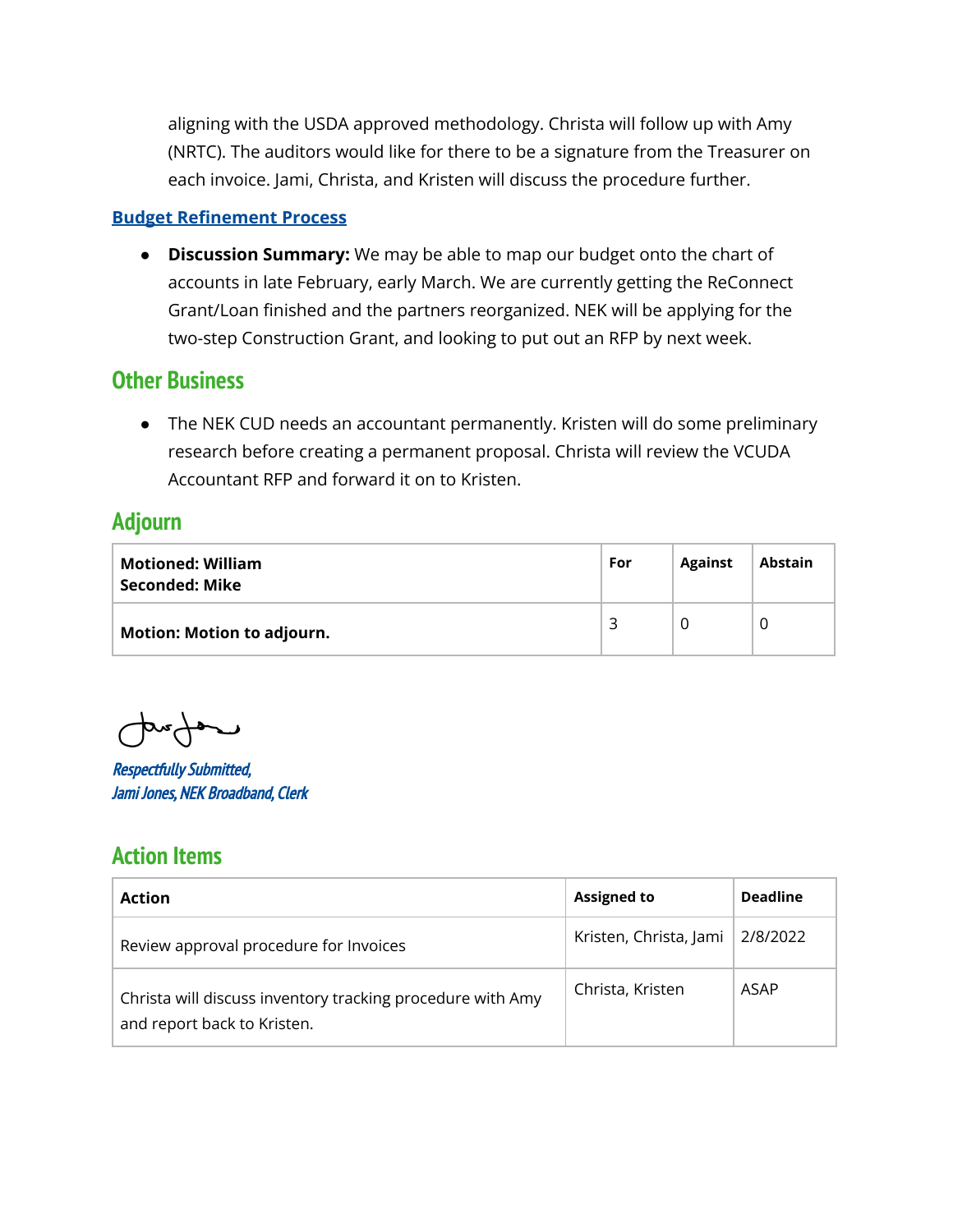aligning with the USDA approved methodology. Christa will follow up with Amy (NRTC). The auditors would like for there to be a signature from the Treasurer on each invoice. Jami, Christa, and Kristen will discuss the procedure further.

### Budget Refinement Process

- **Discussion Summary:** We may be able to map our budget onto the chart of accounts in late February, early March. We are currently getting the ReConnect Grant/Loan finished and the partners reorganized. NEK will be applying for the two-step Construction Grant, and looking to put out an RFP by next week.

## Other Business

- The NEK CUD needs an accountant permanently. Kristen will do some preliminary research before creating a permanent proposal. Christa will review the VCUDA Accountant RFP and forward it on to Kristen.

## Adjourn

| Motioned: William<br>Seconded: Mike | For | Against | Abstain |
|---|---|---|---|
| **Motion: Motion to adjourn.** | 3 | 0 | 0 |

*Respectfully Submitted,*
*Jami Jones, NEK Broadband, Clerk*

## Action Items

| Action | Assigned to | Deadline |
|---|---|---|
| Review approval procedure for Invoices | Kristen, Christa, Jami | 2/8/2022 |
| Christa will discuss inventory tracking procedure with Amy and report back to Kristen. | Christa, Kristen | ASAP |